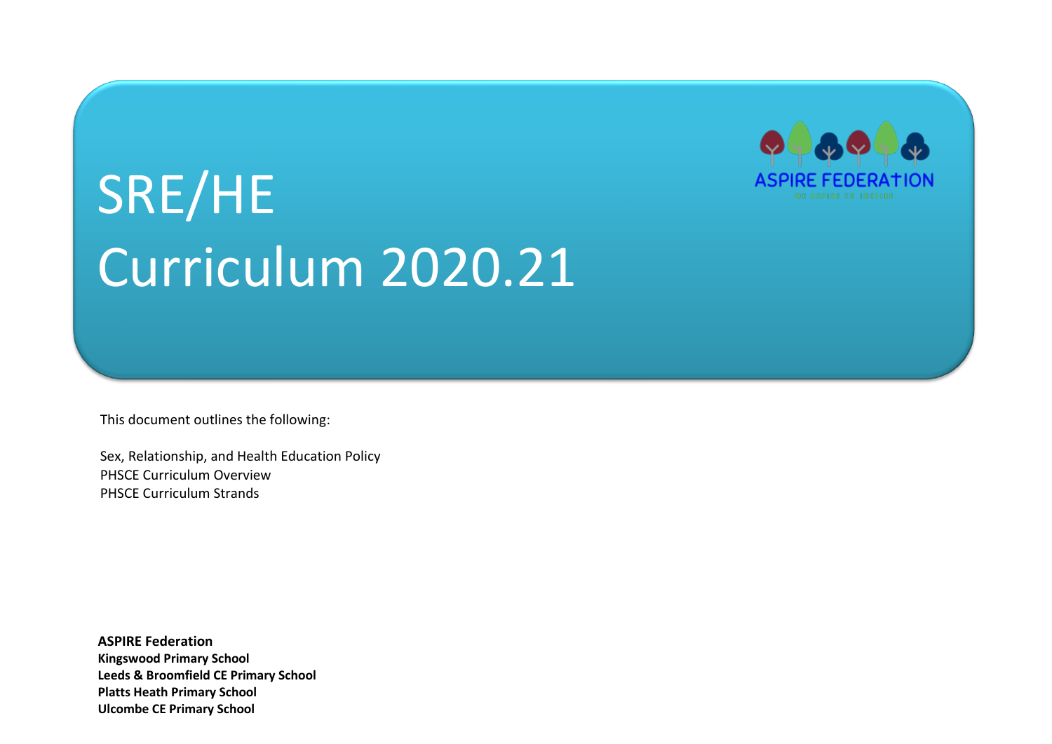# SRE/HE Curriculum 2020.21

ASPIRE FEDERATION

This document outlines the following:

Sex, Relationship, and Health Education Policy
PHSCE Curriculum Overview
PHSCE Curriculum Strands

**ASPIRE Federation**
**Kingswood Primary School**
**Leeds & Broomfield CE Primary School**
**Platts Heath Primary School**
**Ulcombe CE Primary School**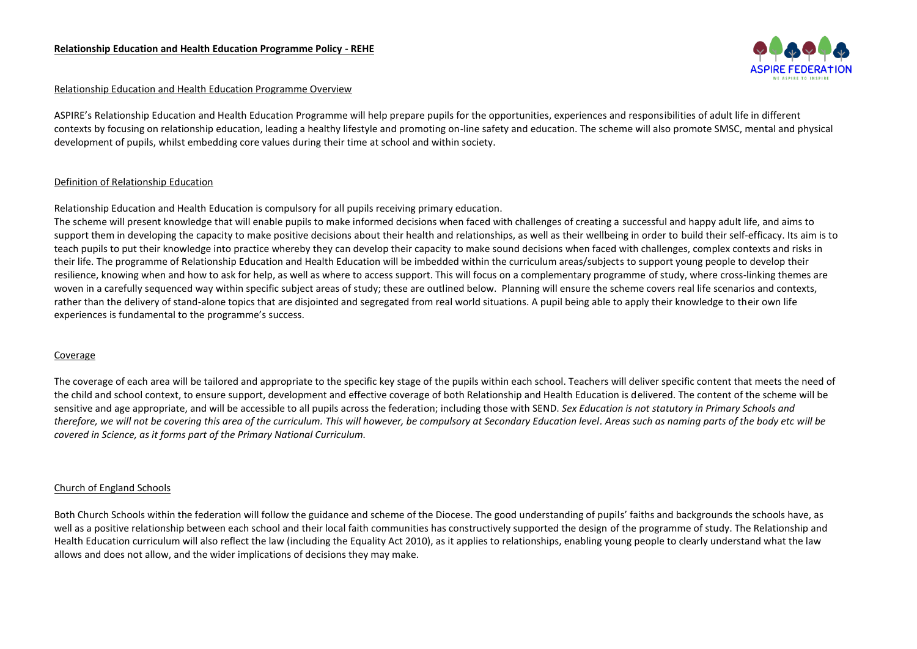**Relationship Education and Health Education Programme Policy - REHE**

Relationship Education and Health Education Programme Overview

ASPIRE's Relationship Education and Health Education Programme will help prepare pupils for the opportunities, experiences and responsibilities of adult life in different contexts by focusing on relationship education, leading a healthy lifestyle and promoting on-line safety and education. The scheme will also promote SMSC, mental and physical development of pupils, whilst embedding core values during their time at school and within society.

Definition of Relationship Education

Relationship Education and Health Education is compulsory for all pupils receiving primary education.

The scheme will present knowledge that will enable pupils to make informed decisions when faced with challenges of creating a successful and happy adult life, and aims to support them in developing the capacity to make positive decisions about their health and relationships, as well as their wellbeing in order to build their self-efficacy. Its aim is to teach pupils to put their knowledge into practice whereby they can develop their capacity to make sound decisions when faced with challenges, complex contexts and risks in their life. The programme of Relationship Education and Health Education will be imbedded within the curriculum areas/subjects to support young people to develop their resilience, knowing when and how to ask for help, as well as where to access support. This will focus on a complementary programme of study, where cross-linking themes are woven in a carefully sequenced way within specific subject areas of study; these are outlined below. Planning will ensure the scheme covers real life scenarios and contexts, rather than the delivery of stand-alone topics that are disjointed and segregated from real world situations. A pupil being able to apply their knowledge to their own life experiences is fundamental to the programme's success.

Coverage

The coverage of each area will be tailored and appropriate to the specific key stage of the pupils within each school. Teachers will deliver specific content that meets the need of the child and school context, to ensure support, development and effective coverage of both Relationship and Health Education is delivered. The content of the scheme will be sensitive and age appropriate, and will be accessible to all pupils across the federation; including those with SEND. *Sex Education is not statutory in Primary Schools and therefore, we will not be covering this area of the curriculum. This will however, be compulsory at Secondary Education level. Areas such as naming parts of the body etc will be covered in Science, as it forms part of the Primary National Curriculum.*

Church of England Schools

Both Church Schools within the federation will follow the guidance and scheme of the Diocese. The good understanding of pupils' faiths and backgrounds the schools have, as well as a positive relationship between each school and their local faith communities has constructively supported the design of the programme of study. The Relationship and Health Education curriculum will also reflect the law (including the Equality Act 2010), as it applies to relationships, enabling young people to clearly understand what the law allows and does not allow, and the wider implications of decisions they may make.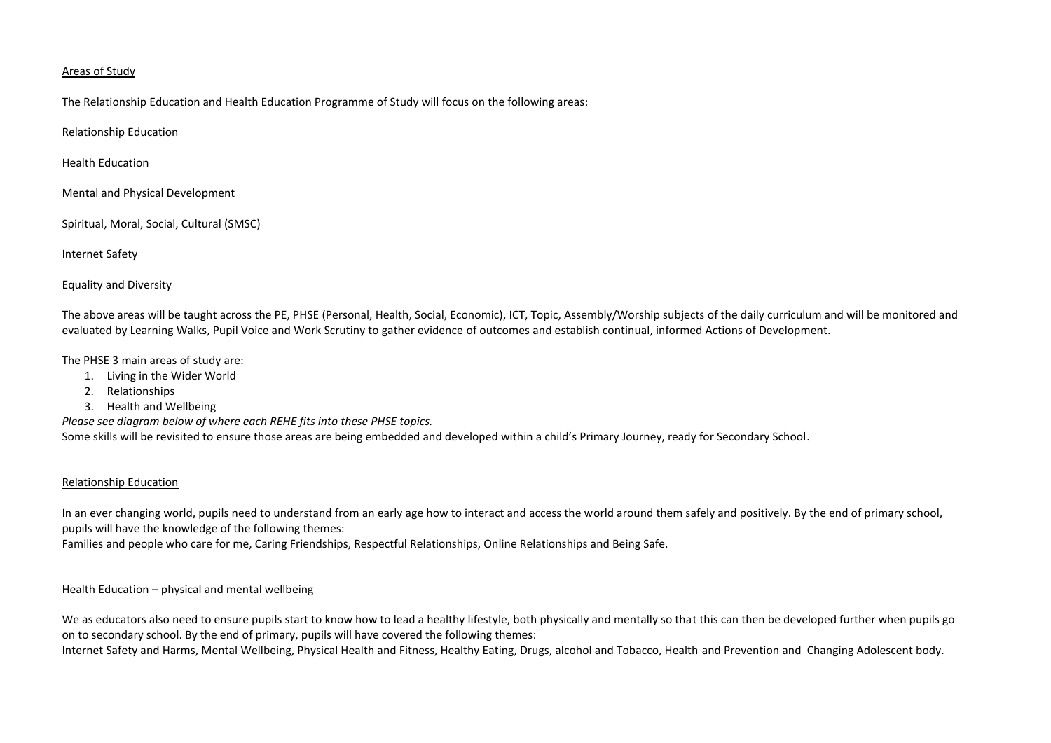## Areas of Study

The Relationship Education and Health Education Programme of Study will focus on the following areas:

Relationship Education

Health Education

Mental and Physical Development

Spiritual, Moral, Social, Cultural (SMSC)

Internet Safety

Equality and Diversity

The above areas will be taught across the PE, PHSE (Personal, Health, Social, Economic), ICT, Topic, Assembly/Worship subjects of the daily curriculum and will be monitored and evaluated by Learning Walks, Pupil Voice and Work Scrutiny to gather evidence of outcomes and establish continual, informed Actions of Development.

The PHSE 3 main areas of study are:

1. Living in the Wider World
2. Relationships
3. Health and Wellbeing

*Please see diagram below of where each REHE fits into these PHSE topics.*

Some skills will be revisited to ensure those areas are being embedded and developed within a child's Primary Journey, ready for Secondary School.

## Relationship Education

In an ever changing world, pupils need to understand from an early age how to interact and access the world around them safely and positively. By the end of primary school, pupils will have the knowledge of the following themes:

Families and people who care for me, Caring Friendships, Respectful Relationships, Online Relationships and Being Safe.

## Health Education – physical and mental wellbeing

We as educators also need to ensure pupils start to know how to lead a healthy lifestyle, both physically and mentally so that this can then be developed further when pupils go on to secondary school. By the end of primary, pupils will have covered the following themes:

Internet Safety and Harms, Mental Wellbeing, Physical Health and Fitness, Healthy Eating, Drugs, alcohol and Tobacco, Health and Prevention and Changing Adolescent body.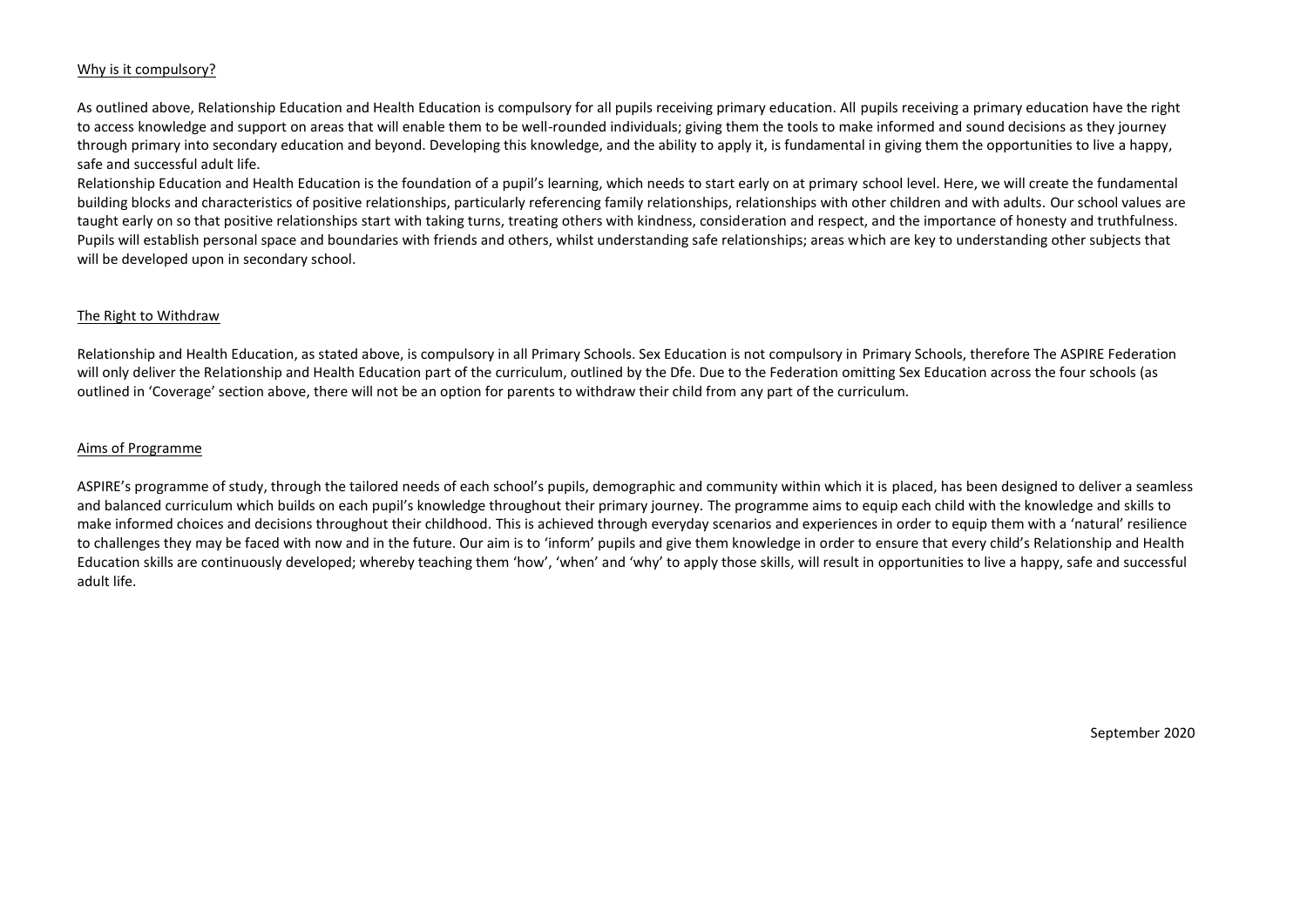## Why is it compulsory?

As outlined above, Relationship Education and Health Education is compulsory for all pupils receiving primary education. All pupils receiving a primary education have the right to access knowledge and support on areas that will enable them to be well-rounded individuals; giving them the tools to make informed and sound decisions as they journey through primary into secondary education and beyond. Developing this knowledge, and the ability to apply it, is fundamental in giving them the opportunities to live a happy, safe and successful adult life.

Relationship Education and Health Education is the foundation of a pupil's learning, which needs to start early on at primary school level. Here, we will create the fundamental building blocks and characteristics of positive relationships, particularly referencing family relationships, relationships with other children and with adults. Our school values are taught early on so that positive relationships start with taking turns, treating others with kindness, consideration and respect, and the importance of honesty and truthfulness. Pupils will establish personal space and boundaries with friends and others, whilst understanding safe relationships; areas which are key to understanding other subjects that will be developed upon in secondary school.

## The Right to Withdraw

Relationship and Health Education, as stated above, is compulsory in all Primary Schools. Sex Education is not compulsory in Primary Schools, therefore The ASPIRE Federation will only deliver the Relationship and Health Education part of the curriculum, outlined by the Dfe. Due to the Federation omitting Sex Education across the four schools (as outlined in 'Coverage' section above, there will not be an option for parents to withdraw their child from any part of the curriculum.

## Aims of Programme

ASPIRE's programme of study, through the tailored needs of each school's pupils, demographic and community within which it is placed, has been designed to deliver a seamless and balanced curriculum which builds on each pupil's knowledge throughout their primary journey. The programme aims to equip each child with the knowledge and skills to make informed choices and decisions throughout their childhood. This is achieved through everyday scenarios and experiences in order to equip them with a 'natural' resilience to challenges they may be faced with now and in the future. Our aim is to 'inform' pupils and give them knowledge in order to ensure that every child's Relationship and Health Education skills are continuously developed; whereby teaching them 'how', 'when' and 'why' to apply those skills, will result in opportunities to live a happy, safe and successful adult life.

September 2020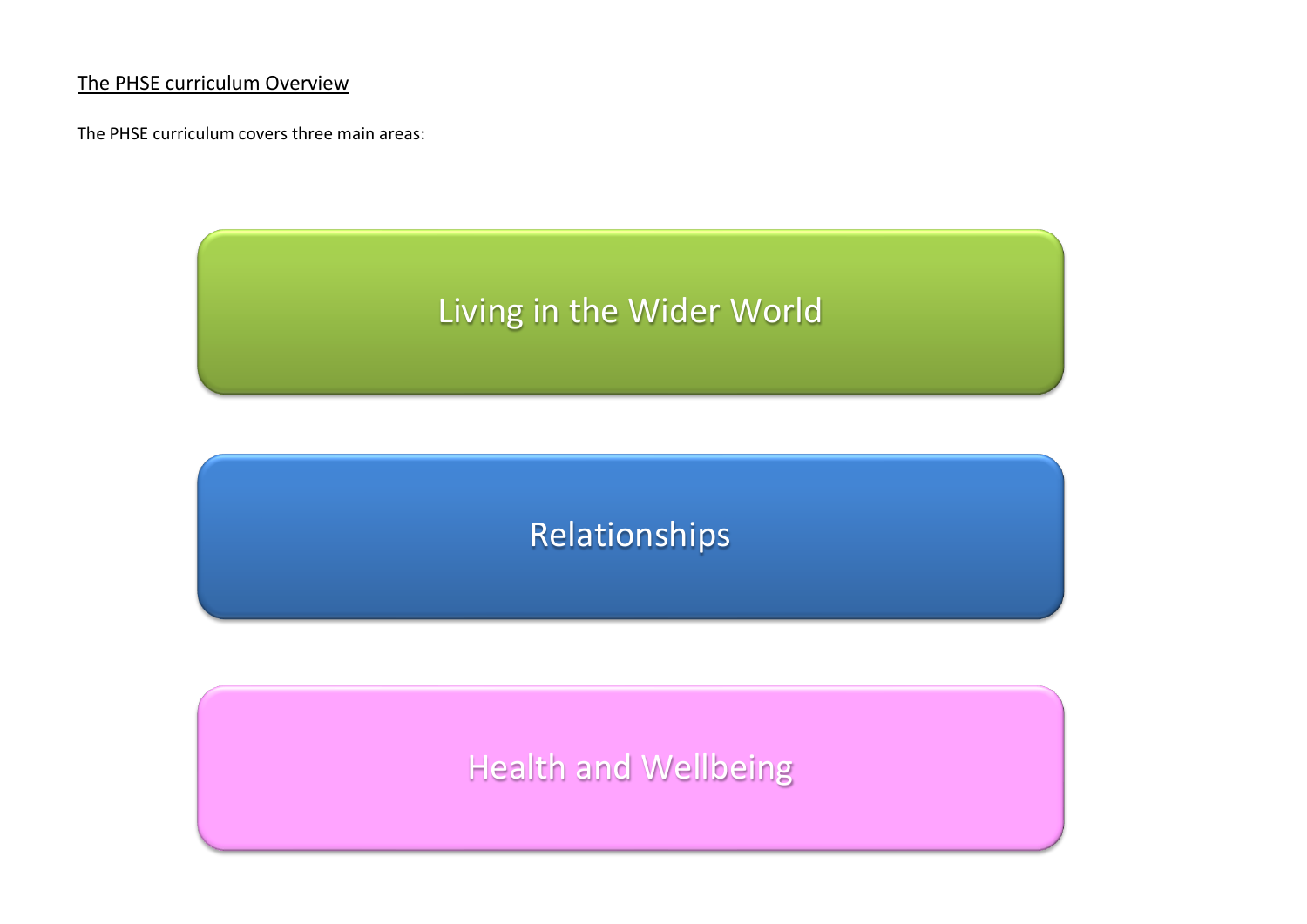## The PHSE curriculum Overview

The PHSE curriculum covers three main areas:

- Living in the Wider World
- Relationships
- Health and Wellbeing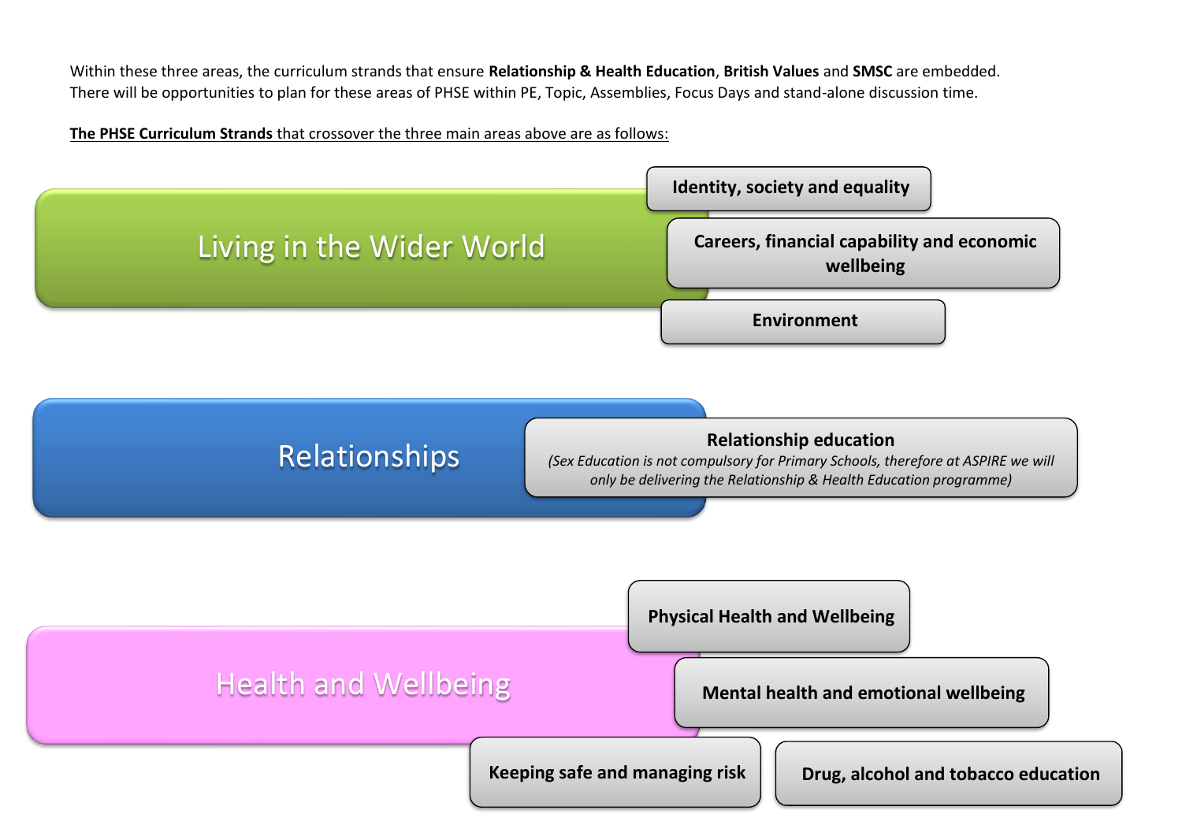Within these three areas, the curriculum strands that ensure **Relationship & Health Education**, **British Values** and **SMSC** are embedded.
There will be opportunities to plan for these areas of PHSE within PE, Topic, Assemblies, Focus Days and stand-alone discussion time.

**The PHSE Curriculum Strands** that crossover the three main areas above are as follows:

## Living in the Wider World

- **Identity, society and equality**
- **Careers, financial capability and economic wellbeing**
- **Environment**

## Relationships

- **Relationship education**
  *(Sex Education is not compulsory for Primary Schools, therefore at ASPIRE we will only be delivering the Relationship & Health Education programme)*

## Health and Wellbeing

- **Physical Health and Wellbeing**
- **Mental health and emotional wellbeing**
- **Keeping safe and managing risk**
- **Drug, alcohol and tobacco education**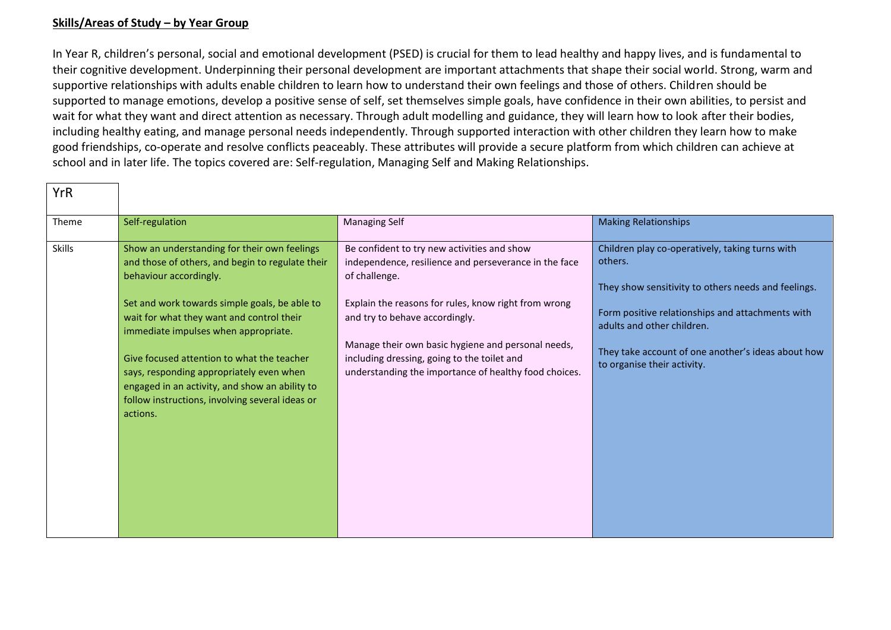**Skills/Areas of Study – by Year Group**

In Year R, children's personal, social and emotional development (PSED) is crucial for them to lead healthy and happy lives, and is fundamental to their cognitive development. Underpinning their personal development are important attachments that shape their social world. Strong, warm and supportive relationships with adults enable children to learn how to understand their own feelings and those of others. Children should be supported to manage emotions, develop a positive sense of self, set themselves simple goals, have confidence in their own abilities, to persist and wait for what they want and direct attention as necessary. Through adult modelling and guidance, they will learn how to look after their bodies, including healthy eating, and manage personal needs independently. Through supported interaction with other children they learn how to make good friendships, co-operate and resolve conflicts peaceably. These attributes will provide a secure platform from which children can achieve at school and in later life. The topics covered are: Self-regulation, Managing Self and Making Relationships.

| YrR | | | |
|---|---|---|---|
| Theme | Self-regulation | Managing Self | Making Relationships |
| Skills | Show an understanding for their own feelings and those of others, and begin to regulate their behaviour accordingly.<br><br>Set and work towards simple goals, be able to wait for what they want and control their immediate impulses when appropriate.<br><br>Give focused attention to what the teacher says, responding appropriately even when engaged in an activity, and show an ability to follow instructions, involving several ideas or actions. | Be confident to try new activities and show independence, resilience and perseverance in the face of challenge.<br><br>Explain the reasons for rules, know right from wrong and try to behave accordingly.<br><br>Manage their own basic hygiene and personal needs, including dressing, going to the toilet and understanding the importance of healthy food choices. | Children play co-operatively, taking turns with others.<br><br>They show sensitivity to others needs and feelings.<br><br>Form positive relationships and attachments with adults and other children.<br><br>They take account of one another's ideas about how to organise their activity. |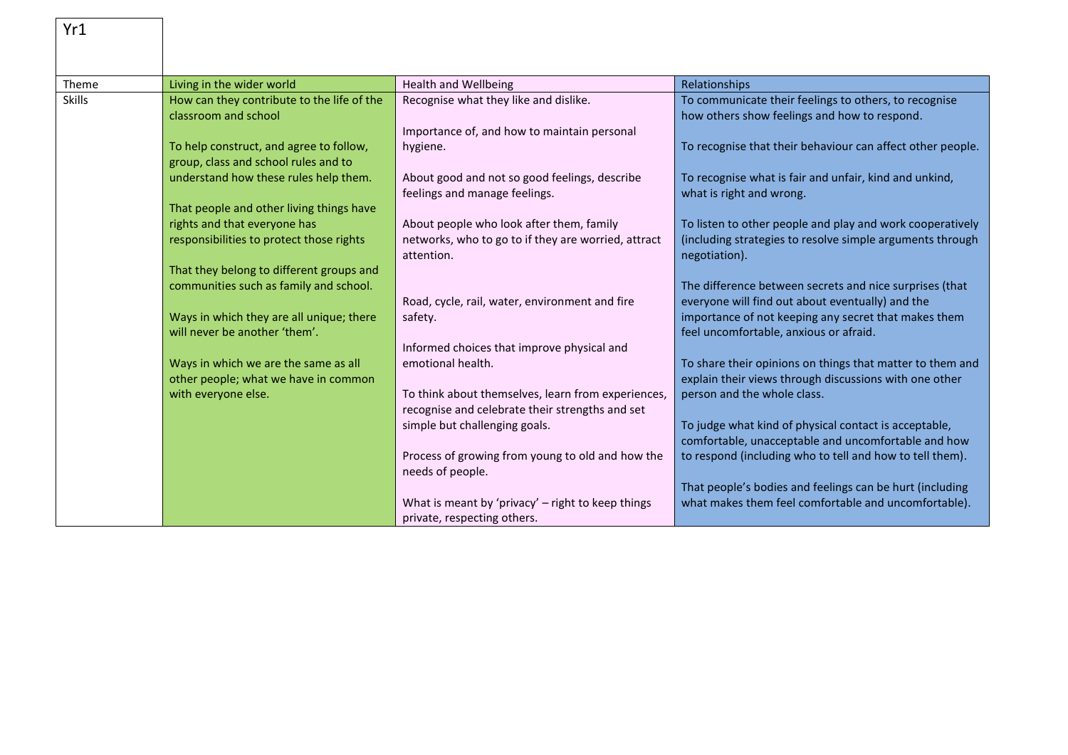| Yr1 | | | |
|---|---|---|---|
| Theme | Living in the wider world | Health and Wellbeing | Relationships |
| Skills | How can they contribute to the life of the classroom and school<br><br>To help construct, and agree to follow, group, class and school rules and to understand how these rules help them.<br><br>That people and other living things have rights and that everyone has responsibilities to protect those rights<br><br>That they belong to different groups and communities such as family and school.<br><br>Ways in which they are all unique; there will never be another 'them'.<br><br>Ways in which we are the same as all other people; what we have in common with everyone else. | Recognise what they like and dislike.<br><br>Importance of, and how to maintain personal hygiene.<br><br>About good and not so good feelings, describe feelings and manage feelings.<br><br>About people who look after them, family networks, who to go to if they are worried, attract attention.<br><br>Road, cycle, rail, water, environment and fire safety.<br><br>Informed choices that improve physical and emotional health.<br><br>To think about themselves, learn from experiences, recognise and celebrate their strengths and set simple but challenging goals.<br><br>Process of growing from young to old and how the needs of people.<br><br>What is meant by 'privacy' – right to keep things private, respecting others. | To communicate their feelings to others, to recognise how others show feelings and how to respond.<br><br>To recognise that their behaviour can affect other people.<br><br>To recognise what is fair and unfair, kind and unkind, what is right and wrong.<br><br>To listen to other people and play and work cooperatively (including strategies to resolve simple arguments through negotiation).<br><br>The difference between secrets and nice surprises (that everyone will find out about eventually) and the importance of not keeping any secret that makes them feel uncomfortable, anxious or afraid.<br><br>To share their opinions on things that matter to them and explain their views through discussions with one other person and the whole class.<br><br>To judge what kind of physical contact is acceptable, comfortable, unacceptable and uncomfortable and how to respond (including who to tell and how to tell them).<br><br>That people's bodies and feelings can be hurt (including what makes them feel comfortable and uncomfortable). |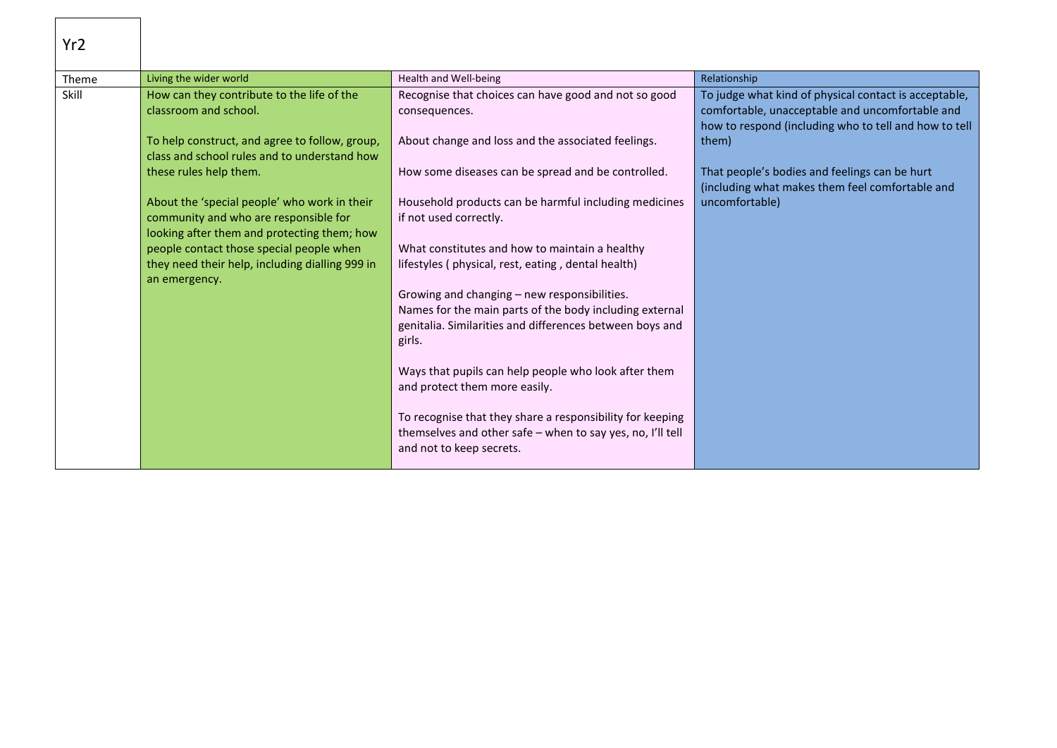| Yr2 | | | |
|---|---|---|---|
| Theme | Living the wider world | Health and Well-being | Relationship |
| Skill | How can they contribute to the life of the classroom and school.<br><br>To help construct, and agree to follow, group, class and school rules and to understand how these rules help them.<br><br>About the 'special people' who work in their community and who are responsible for looking after them and protecting them; how people contact those special people when they need their help, including dialling 999 in an emergency. | Recognise that choices can have good and not so good consequences.<br><br>About change and loss and the associated feelings.<br><br>How some diseases can be spread and be controlled.<br><br>Household products can be harmful including medicines if not used correctly.<br><br>What constitutes and how to maintain a healthy lifestyles ( physical, rest, eating , dental health)<br><br>Growing and changing – new responsibilities.<br>Names for the main parts of the body including external genitalia. Similarities and differences between boys and girls.<br><br>Ways that pupils can help people who look after them and protect them more easily.<br><br>To recognise that they share a responsibility for keeping themselves and other safe – when to say yes, no, I'll tell and not to keep secrets. | To judge what kind of physical contact is acceptable, comfortable, unacceptable and uncomfortable and how to respond (including who to tell and how to tell them)<br><br>That people's bodies and feelings can be hurt (including what makes them feel comfortable and uncomfortable) |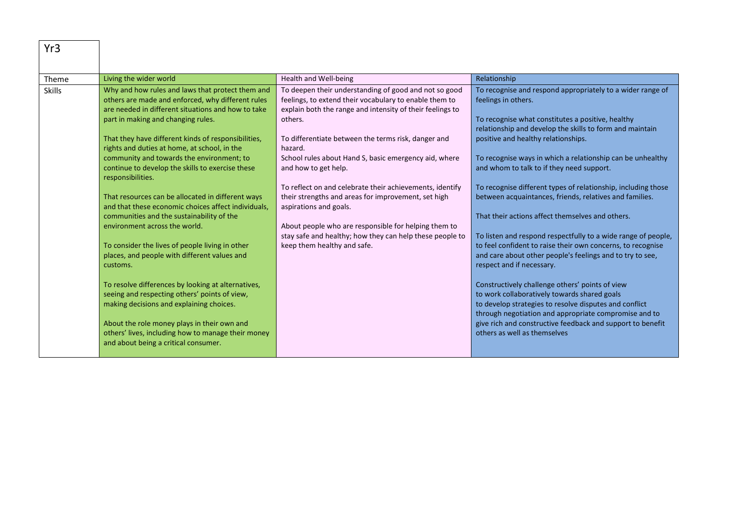| Yr3 | | | |
|---|---|---|---|
| Theme | Living the wider world | Health and Well-being | Relationship |
| Skills | Why and how rules and laws that protect them and others are made and enforced, why different rules are needed in different situations and how to take part in making and changing rules.<br><br>That they have different kinds of responsibilities, rights and duties at home, at school, in the community and towards the environment; to continue to develop the skills to exercise these responsibilities.<br><br>That resources can be allocated in different ways and that these economic choices affect individuals, communities and the sustainability of the environment across the world.<br><br>To consider the lives of people living in other places, and people with different values and customs.<br><br>To resolve differences by looking at alternatives, seeing and respecting others' points of view, making decisions and explaining choices.<br><br>About the role money plays in their own and others' lives, including how to manage their money and about being a critical consumer. | To deepen their understanding of good and not so good feelings, to extend their vocabulary to enable them to explain both the range and intensity of their feelings to others.<br><br>To differentiate between the terms risk, danger and hazard.<br>School rules about Hand S, basic emergency aid, where and how to get help.<br><br>To reflect on and celebrate their achievements, identify their strengths and areas for improvement, set high aspirations and goals.<br><br>About people who are responsible for helping them to stay safe and healthy; how they can help these people to keep them healthy and safe. | To recognise and respond appropriately to a wider range of feelings in others.<br><br>To recognise what constitutes a positive, healthy relationship and develop the skills to form and maintain positive and healthy relationships.<br><br>To recognise ways in which a relationship can be unhealthy and whom to talk to if they need support.<br><br>To recognise different types of relationship, including those between acquaintances, friends, relatives and families.<br><br>That their actions affect themselves and others.<br><br>To listen and respond respectfully to a wide range of people, to feel confident to raise their own concerns, to recognise and care about other people's feelings and to try to see, respect and if necessary.<br><br>Constructively challenge others' points of view<br>to work collaboratively towards shared goals<br>to develop strategies to resolve disputes and conflict through negotiation and appropriate compromise and to give rich and constructive feedback and support to benefit others as well as themselves |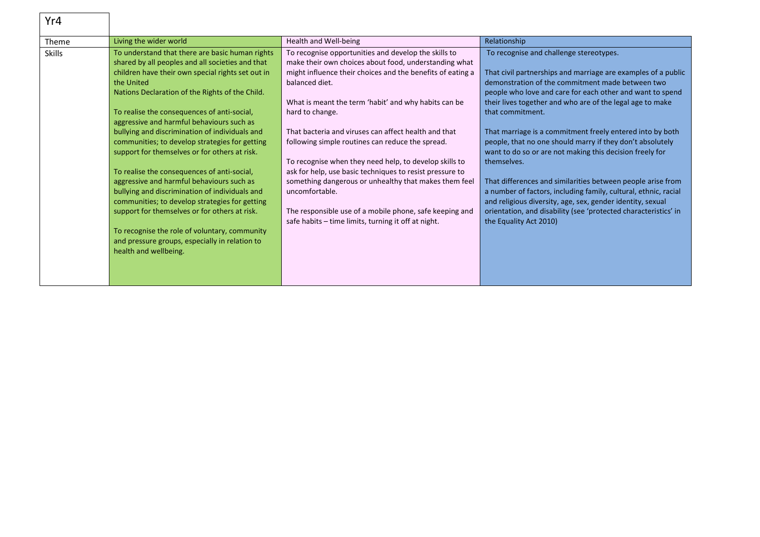| Yr4 | | | |
|---|---|---|---|
| Theme | Living the wider world | Health and Well-being | Relationship |
| Skills | To understand that there are basic human rights shared by all peoples and all societies and that children have their own special rights set out in the United Nations Declaration of the Rights of the Child.<br><br>To realise the consequences of anti-social, aggressive and harmful behaviours such as bullying and discrimination of individuals and communities; to develop strategies for getting support for themselves or for others at risk.<br><br>To realise the consequences of anti-social, aggressive and harmful behaviours such as bullying and discrimination of individuals and communities; to develop strategies for getting support for themselves or for others at risk.<br><br>To recognise the role of voluntary, community and pressure groups, especially in relation to health and wellbeing. | To recognise opportunities and develop the skills to make their own choices about food, understanding what might influence their choices and the benefits of eating a balanced diet.<br><br>What is meant the term 'habit' and why habits can be hard to change.<br><br>That bacteria and viruses can affect health and that following simple routines can reduce the spread.<br><br>To recognise when they need help, to develop skills to ask for help, use basic techniques to resist pressure to something dangerous or unhealthy that makes them feel uncomfortable.<br><br>The responsible use of a mobile phone, safe keeping and safe habits – time limits, turning it off at night. | To recognise and challenge stereotypes.<br><br>That civil partnerships and marriage are examples of a public demonstration of the commitment made between two people who love and care for each other and want to spend their lives together and who are of the legal age to make that commitment.<br><br>That marriage is a commitment freely entered into by both people, that no one should marry if they don't absolutely want to do so or are not making this decision freely for themselves.<br><br>That differences and similarities between people arise from a number of factors, including family, cultural, ethnic, racial and religious diversity, age, sex, gender identity, sexual orientation, and disability (see 'protected characteristics' in the Equality Act 2010) |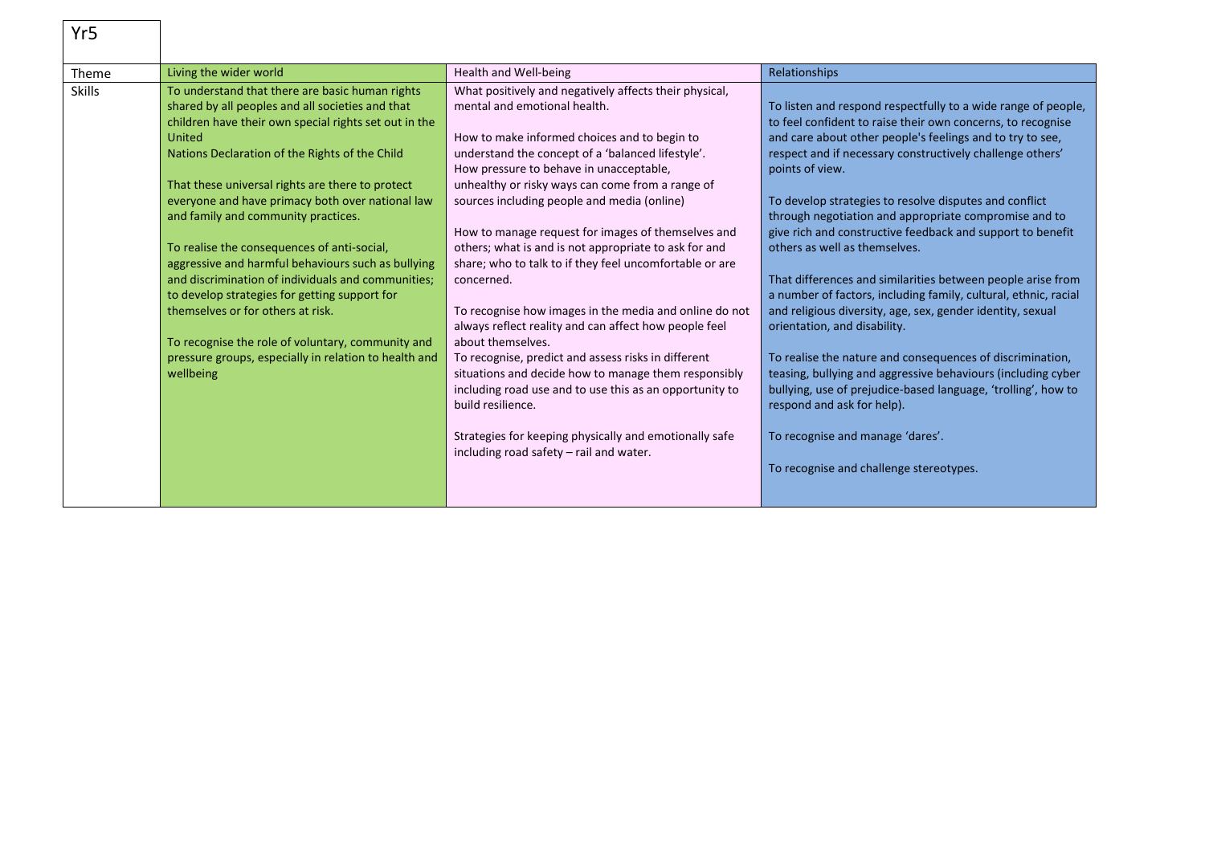| Yr5 | | | |
|---|---|---|---|
| Theme | Living the wider world | Health and Well-being | Relationships |
| Skills | To understand that there are basic human rights shared by all peoples and all societies and that children have their own special rights set out in the United<br>Nations Declaration of the Rights of the Child<br><br>That these universal rights are there to protect everyone and have primacy both over national law and family and community practices.<br><br>To realise the consequences of anti-social, aggressive and harmful behaviours such as bullying and discrimination of individuals and communities; to develop strategies for getting support for themselves or for others at risk.<br><br>To recognise the role of voluntary, community and pressure groups, especially in relation to health and wellbeing | What positively and negatively affects their physical, mental and emotional health.<br><br>How to make informed choices and to begin to understand the concept of a 'balanced lifestyle'.<br>How pressure to behave in unacceptable, unhealthy or risky ways can come from a range of sources including people and media (online)<br><br>How to manage request for images of themselves and others; what is and is not appropriate to ask for and share; who to talk to if they feel uncomfortable or are concerned.<br><br>To recognise how images in the media and online do not always reflect reality and can affect how people feel about themselves.<br>To recognise, predict and assess risks in different situations and decide how to manage them responsibly including road use and to use this as an opportunity to build resilience.<br><br>Strategies for keeping physically and emotionally safe including road safety – rail and water. | To listen and respond respectfully to a wide range of people, to feel confident to raise their own concerns, to recognise and care about other people's feelings and to try to see, respect and if necessary constructively challenge others' points of view.<br><br>To develop strategies to resolve disputes and conflict through negotiation and appropriate compromise and to give rich and constructive feedback and support to benefit others as well as themselves.<br><br>That differences and similarities between people arise from a number of factors, including family, cultural, ethnic, racial and religious diversity, age, sex, gender identity, sexual orientation, and disability.<br><br>To realise the nature and consequences of discrimination, teasing, bullying and aggressive behaviours (including cyber bullying, use of prejudice-based language, 'trolling', how to respond and ask for help).<br><br>To recognise and manage 'dares'.<br><br>To recognise and challenge stereotypes. |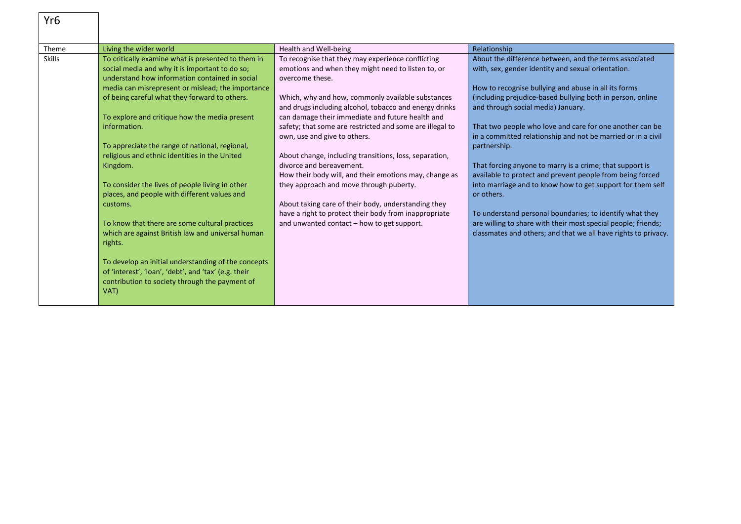# Yr6

| Theme | Living the wider world | Health and Well-being | Relationship |
|---|---|---|---|
| Skills | To critically examine what is presented to them in social media and why it is important to do so; understand how information contained in social media can misrepresent or mislead; the importance of being careful what they forward to others.<br><br>To explore and critique how the media present information.<br><br>To appreciate the range of national, regional, religious and ethnic identities in the United Kingdom.<br><br>To consider the lives of people living in other places, and people with different values and customs.<br><br>To know that there are some cultural practices which are against British law and universal human rights.<br><br>To develop an initial understanding of the concepts of 'interest', 'loan', 'debt', and 'tax' (e.g. their contribution to society through the payment of VAT) | To recognise that they may experience conflicting emotions and when they might need to listen to, or overcome these.<br><br>Which, why and how, commonly available substances and drugs including alcohol, tobacco and energy drinks can damage their immediate and future health and safety; that some are restricted and some are illegal to own, use and give to others.<br><br>About change, including transitions, loss, separation, divorce and bereavement.<br>How their body will, and their emotions may, change as they approach and move through puberty.<br><br>About taking care of their body, understanding they have a right to protect their body from inappropriate and unwanted contact – how to get support. | About the difference between, and the terms associated with, sex, gender identity and sexual orientation.<br><br>How to recognise bullying and abuse in all its forms (including prejudice-based bullying both in person, online and through social media) January.<br><br>That two people who love and care for one another can be in a committed relationship and not be married or in a civil partnership.<br><br>That forcing anyone to marry is a crime; that support is available to protect and prevent people from being forced into marriage and to know how to get support for them self or others.<br><br>To understand personal boundaries; to identify what they are willing to share with their most special people; friends; classmates and others; and that we all have rights to privacy. |